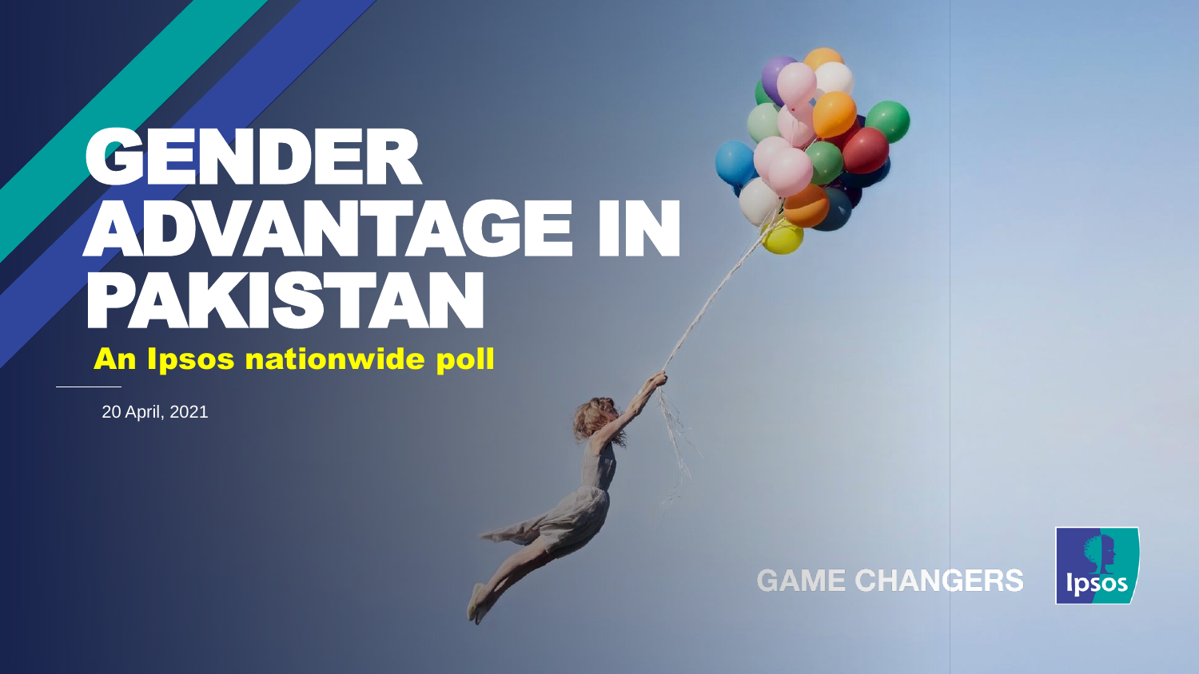# GENDER ADVANTAGE IN PAKISTAN

## An Ipsos nationwide poll

20 April, 2021

GAME CHANGERS

Ipsos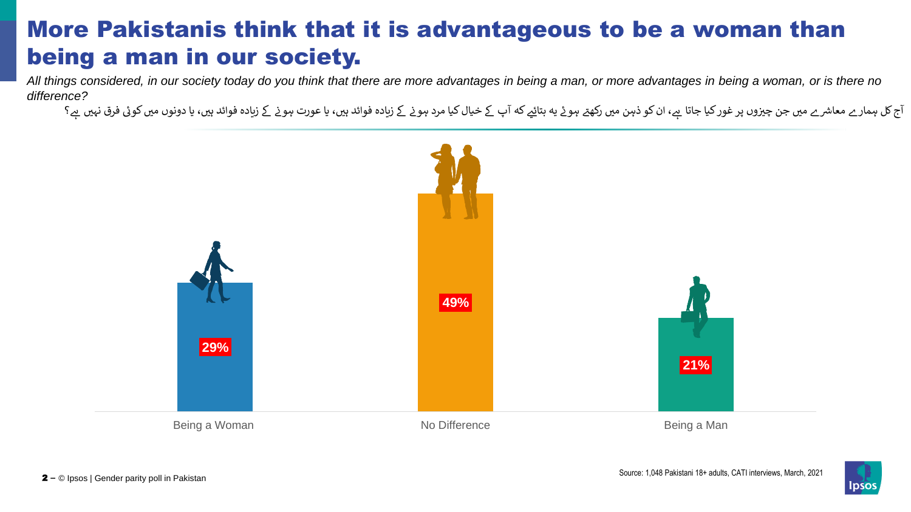# More Pakistanis think that it is advantageous to be a woman than being a man in our society.

*All things considered, in our society today do you think that there are more advantages in being a man, or more advantages in being a woman, or is there no difference?*

آج کل ہمارے معاشرے میں جن چیزوں پر غور کیا جاتا ہے، ان کو ذہن میں رکھتے ہوئے یہ بتائیے کہ آپ کے خیال کیا مرد ہونے کے زیادہ فوائد ہیں، یا عورت ہونے کے زیادہ فوائد ہیں، یا دونوں میں کوئی فرق نہیں ہے؟

| Being a Woman | No Difference | Being a Man |
|---|---|---|
| 29% | 49% | 21% |

Source: 1,048 Pakistani 18+ adults, CATI interviews, March, 2021

© Ipsos | Gender parity poll in Pakistan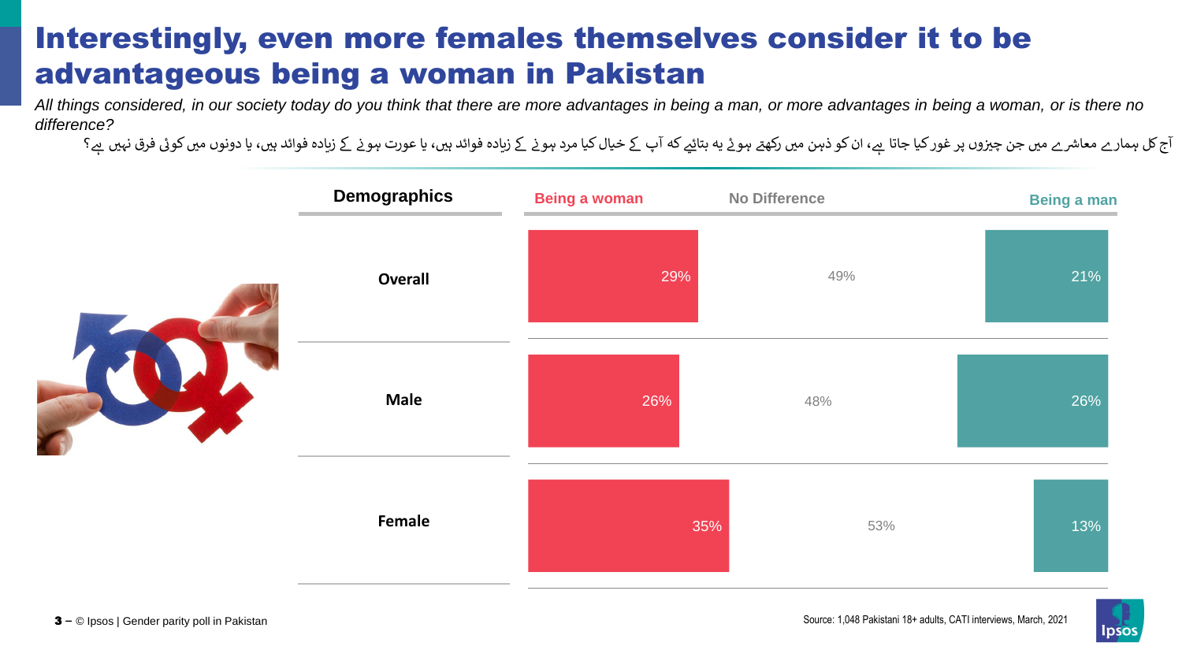# Interestingly, even more females themselves consider it to be advantageous being a woman in Pakistan

*All things considered, in our society today do you think that there are more advantages in being a man, or more advantages in being a woman, or is there no difference?*

آج کل ہمارے معاشرے میں جن چیزوں پر غور کیا جاتا ہے، ان کو ذہن میں رکھتے ہوئے یہ بتائیے کہ آپ کے خیال کیا مرد ہونے کے زیادہ فوائد ہیں، یا عورت ہونے کے زیادہ فوائد ہیں، یا دونوں میں کوئی فرق نہیں ہے؟

| Demographics | Being a woman | No Difference | Being a man |
|---|---|---|---|
| Overall | 29% | 49% | 21% |
| Male | 26% | 48% | 26% |
| Female | 35% | 53% | 13% |

Source: 1,048 Pakistani 18+ adults, CATI interviews, March, 2021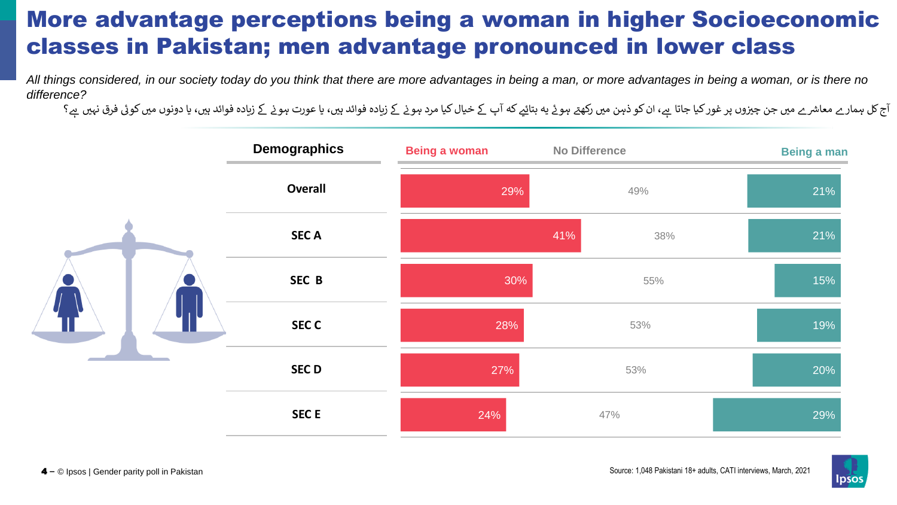# More advantage perceptions being a woman in higher Socioeconomic classes in Pakistan; men advantage pronounced in lower class

*All things considered, in our society today do you think that there are more advantages in being a man, or more advantages in being a woman, or is there no difference?*

آج کل ہمارے معاشرے میں جن چیزوں پر غور کیا جاتا ہے، ان کو ذہن میں رکھتے ہوئے یہ بتائیے کہ آپ کے خیال کیا مرد ہونے کے زیادہ فوائد ہیں، یا عورت ہونے کے زیادہ فوائد ہیں، یا دونوں میں کوئی فرق نہیں ہے؟

| Demographics | Being a woman | No Difference | Being a man |
|---|---|---|---|
| Overall | 29% | 49% | 21% |
| SEC A | 41% | 38% | 21% |
| SEC B | 30% | 55% | 15% |
| SEC C | 28% | 53% | 19% |
| SEC D | 27% | 53% | 20% |
| SEC E | 24% | 47% | 29% |

Source: 1,048 Pakistani 18+ adults, CATI interviews, March, 2021

© Ipsos | Gender parity poll in Pakistan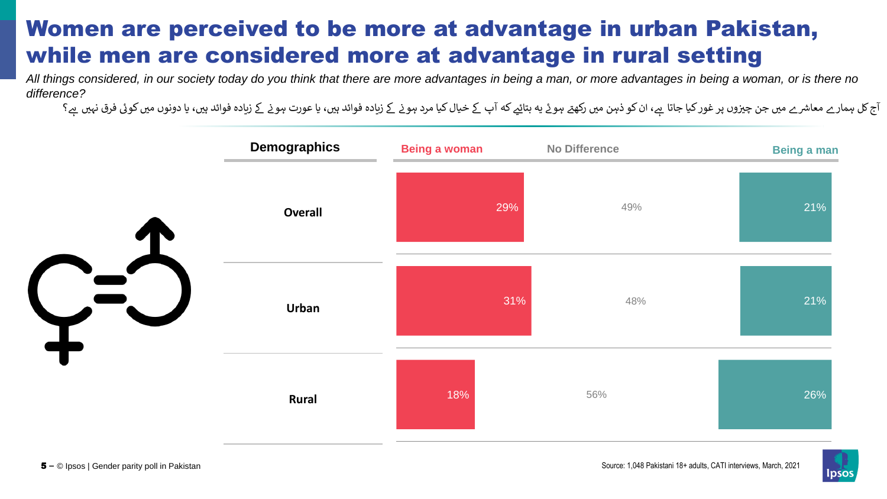# Women are perceived to be more at advantage in urban Pakistan, while men are considered more at advantage in rural setting

*All things considered, in our society today do you think that there are more advantages in being a man, or more advantages in being a woman, or is there no difference?*

آج کل ہمارے معاشرے میں جن چیزوں پر غور کیا جاتا ہے، ان کو ذہن میں رکھتے ہوئے یہ بتائیے کہ آپ کے خیال کیا مرد ہونے کے زیادہ فوائد ہیں، یا عورت ہونے کے زیادہ فوائد ہیں، یا دونوں میں کوئی فرق نہیں ہے؟

| Demographics | Being a woman | No Difference | Being a man |
| --- | --- | --- | --- |
| Overall | 29% | 49% | 21% |
| Urban | 31% | 48% | 21% |
| Rural | 18% | 56% | 26% |

© Ipsos | Gender parity poll in Pakistan

Source: 1,048 Pakistani 18+ adults, CATI interviews, March, 2021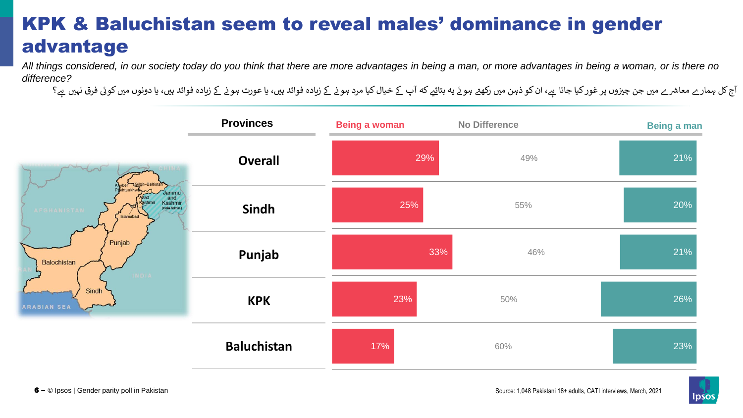# KPK & Baluchistan seem to reveal males' dominance in gender advantage

*All things considered, in our society today do you think that there are more advantages in being a man, or more advantages in being a woman, or is there no difference?*

آج کل ہمارے معاشرے میں جن چیزوں پر غور کیا جاتا ہے، ان کو ذہن میں رکھتے ہوئے یہ بتائیے کہ آپ کے خیال کیا مرد ہونے کے زیادہ فوائد ہیں، یا عورت ہونے کے زیادہ فوائد ہیں، یا دونوں میں کوئی فرق نہیں ہے؟

| Provinces | Being a woman | No Difference | Being a man |
|---|---|---|---|
| Overall | 29% | 49% | 21% |
| Sindh | 25% | 55% | 20% |
| Punjab | 33% | 46% | 21% |
| KPK | 23% | 50% | 26% |
| Baluchistan | 17% | 60% | 23% |

Source: 1,048 Pakistani 18+ adults, CATI interviews, March, 2021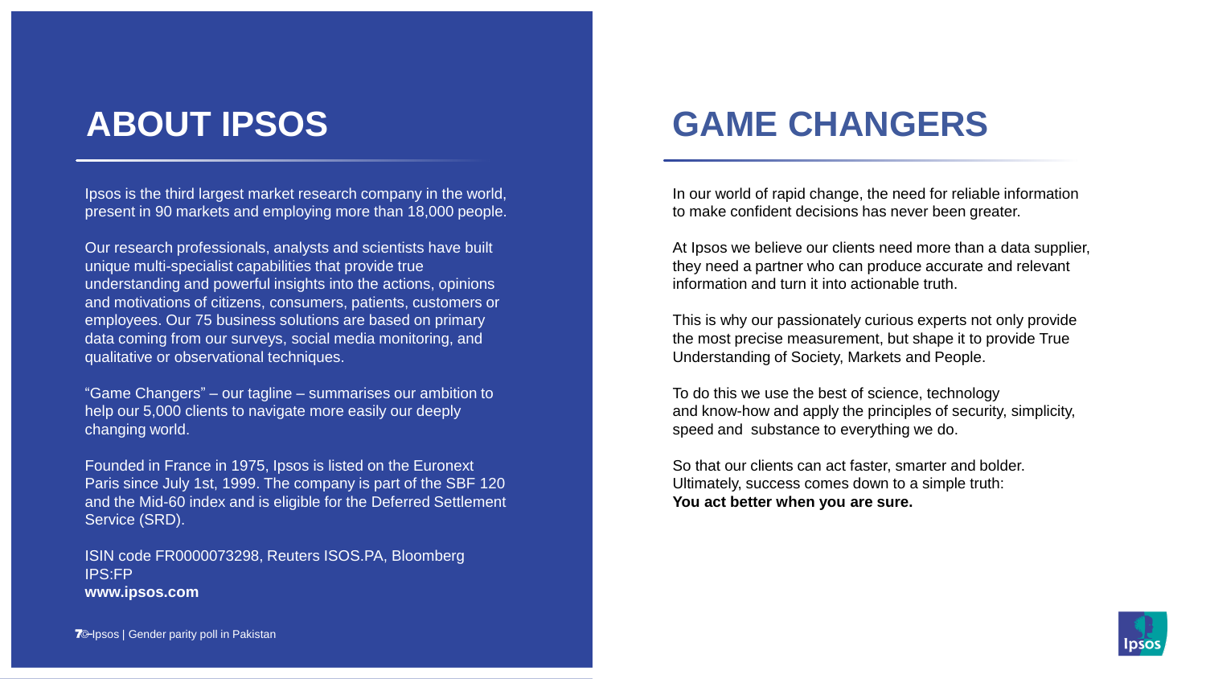# ABOUT IPSOS

Ipsos is the third largest market research company in the world, present in 90 markets and employing more than 18,000 people.

Our research professionals, analysts and scientists have built unique multi-specialist capabilities that provide true understanding and powerful insights into the actions, opinions and motivations of citizens, consumers, patients, customers or employees. Our 75 business solutions are based on primary data coming from our surveys, social media monitoring, and qualitative or observational techniques.

“Game Changers” – our tagline – summarises our ambition to help our 5,000 clients to navigate more easily our deeply changing world.

Founded in France in 1975, Ipsos is listed on the Euronext Paris since July 1st, 1999. The company is part of the SBF 120 and the Mid-60 index and is eligible for the Deferred Settlement Service (SRD).

ISIN code FR0000073298, Reuters ISOS.PA, Bloomberg IPS:FP
**www.ipsos.com**

# GAME CHANGERS

In our world of rapid change, the need for reliable information to make confident decisions has never been greater.

At Ipsos we believe our clients need more than a data supplier, they need a partner who can produce accurate and relevant information and turn it into actionable truth.

This is why our passionately curious experts not only provide the most precise measurement, but shape it to provide True Understanding of Society, Markets and People.

To do this we use the best of science, technology and know-how and apply the principles of security, simplicity, speed and substance to everything we do.

So that our clients can act faster, smarter and bolder. Ultimately, success comes down to a simple truth:
**You act better when you are sure.**